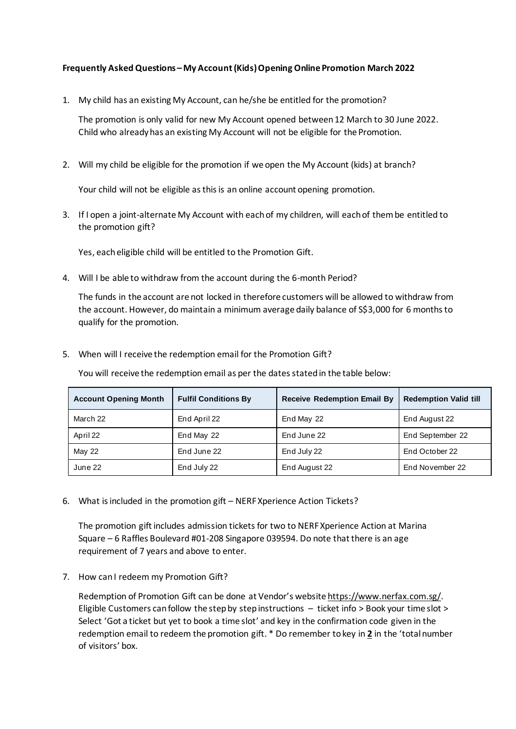**Frequently Asked Questions – My Account (Kids) Opening Online Promotion March 2022**

1. My child has an existing My Account, can he/she be entitled for the promotion?

   The promotion is only valid for new My Account opened between 12 March to 30 June 2022. Child who already has an existing My Account will not be eligible for the Promotion.

2. Will my child be eligible for the promotion if we open the My Account (kids) at branch?

   Your child will not be eligible as this is an online account opening promotion.

3. If I open a joint-alternate My Account with each of my children, will each of them be entitled to the promotion gift?

   Yes, each eligible child will be entitled to the Promotion Gift.

4. Will I be able to withdraw from the account during the 6-month Period?

   The funds in the account are not locked in therefore customers will be allowed to withdraw from the account. However, do maintain a minimum average daily balance of S$3,000 for 6 months to qualify for the promotion.

5. When will I receive the redemption email for the Promotion Gift?

   You will receive the redemption email as per the dates stated in the table below:

| Account Opening Month | Fulfil Conditions By | Receive Redemption Email By | Redemption Valid till |
|---|---|---|---|
| March 22 | End April 22 | End May 22 | End August 22 |
| April 22 | End May 22 | End June 22 | End September 22 |
| May 22 | End June 22 | End July 22 | End October 22 |
| June 22 | End July 22 | End August 22 | End November 22 |

6. What is included in the promotion gift – NERF Xperience Action Tickets?

   The promotion gift includes admission tickets for two to NERF Xperience Action at Marina Square – 6 Raffles Boulevard #01-208 Singapore 039594. Do note that there is an age requirement of 7 years and above to enter.

7. How can I redeem my Promotion Gift?

   Redemption of Promotion Gift can be done at Vendor's website https://www.nerfax.com.sg/. Eligible Customers can follow the step by step instructions – ticket info > Book your time slot > Select 'Got a ticket but yet to book a time slot' and key in the confirmation code given in the redemption email to redeem the promotion gift. * Do remember to key in **2** in the 'total number of visitors' box.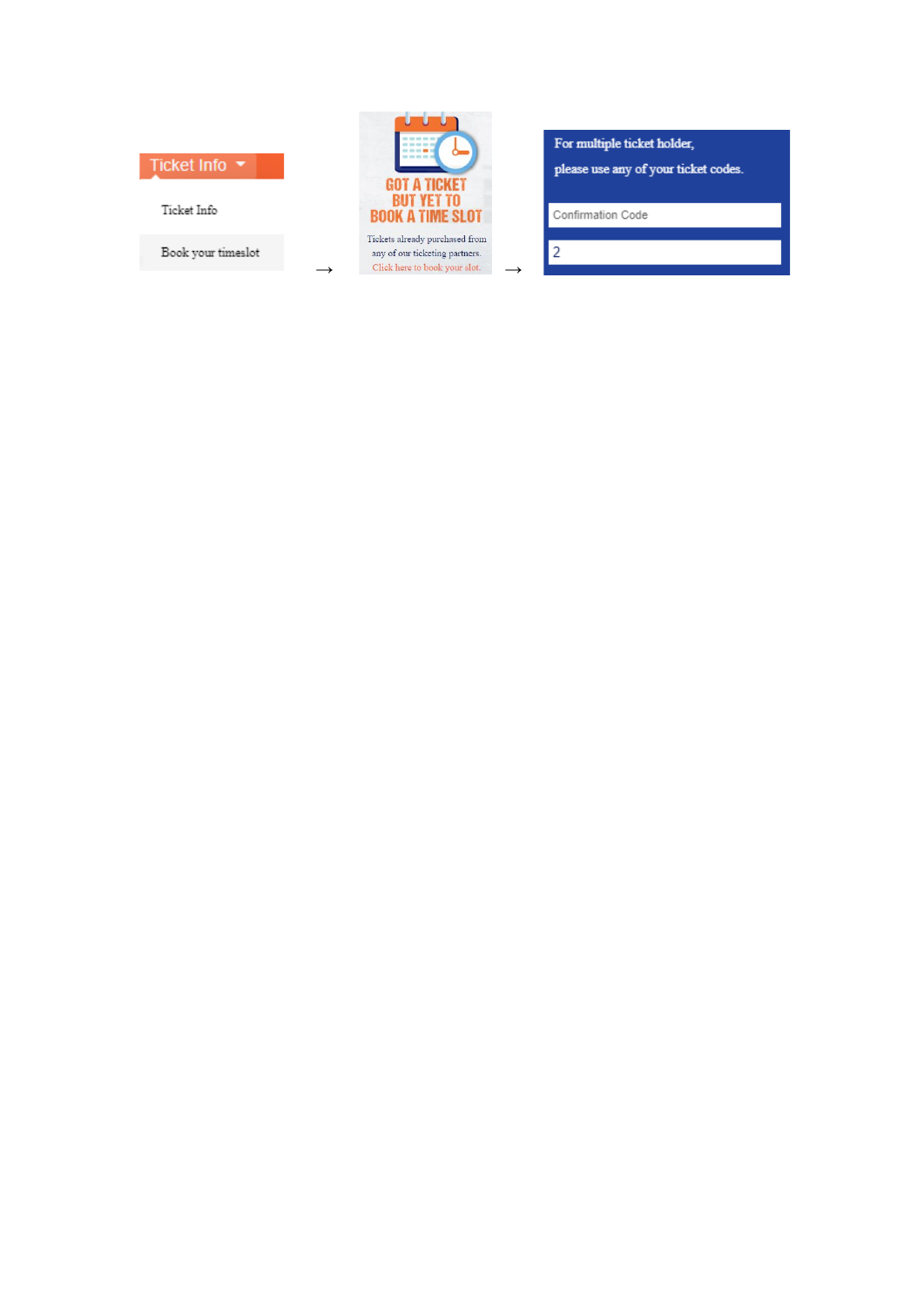Ticket Info

Ticket Info

Book your timeslot

→

GOT A TICKET BUT YET TO BOOK A TIME SLOT

Tickets already purchased from any of our ticketing partners.

Click here to book your slot.

→

For multiple ticket holder,

please use any of your ticket codes.

Confirmation Code

2